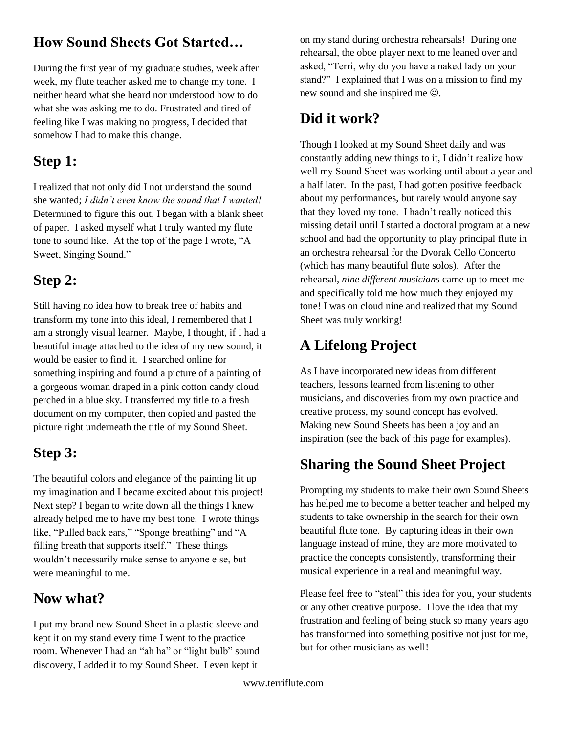## How Sound Sheets Got Started…

During the first year of my graduate studies, week after week, my flute teacher asked me to change my tone. I neither heard what she heard nor understood how to do what she was asking me to do. Frustrated and tired of feeling like I was making no progress, I decided that somehow I had to make this change.

## Step 1:

I realized that not only did I not understand the sound she wanted; *I didn't even know the sound that I wanted!* Determined to figure this out, I began with a blank sheet of paper. I asked myself what I truly wanted my flute tone to sound like. At the top of the page I wrote, "A Sweet, Singing Sound."

## Step 2:

Still having no idea how to break free of habits and transform my tone into this ideal, I remembered that I am a strongly visual learner. Maybe, I thought, if I had a beautiful image attached to the idea of my new sound, it would be easier to find it. I searched online for something inspiring and found a picture of a painting of a gorgeous woman draped in a pink cotton candy cloud perched in a blue sky. I transferred my title to a fresh document on my computer, then copied and pasted the picture right underneath the title of my Sound Sheet.

## Step 3:

The beautiful colors and elegance of the painting lit up my imagination and I became excited about this project! Next step? I began to write down all the things I knew already helped me to have my best tone. I wrote things like, "Pulled back ears," "Sponge breathing" and "A filling breath that supports itself." These things wouldn't necessarily make sense to anyone else, but were meaningful to me.

## Now what?

I put my brand new Sound Sheet in a plastic sleeve and kept it on my stand every time I went to the practice room. Whenever I had an "ah ha" or "light bulb" sound discovery, I added it to my Sound Sheet. I even kept it on my stand during orchestra rehearsals! During one rehearsal, the oboe player next to me leaned over and asked, "Terri, why do you have a naked lady on your stand?" I explained that I was on a mission to find my new sound and she inspired me ☺.

## Did it work?

Though I looked at my Sound Sheet daily and was constantly adding new things to it, I didn't realize how well my Sound Sheet was working until about a year and a half later. In the past, I had gotten positive feedback about my performances, but rarely would anyone say that they loved my tone. I hadn't really noticed this missing detail until I started a doctoral program at a new school and had the opportunity to play principal flute in an orchestra rehearsal for the Dvorak Cello Concerto (which has many beautiful flute solos). After the rehearsal, *nine different musicians* came up to meet me and specifically told me how much they enjoyed my tone! I was on cloud nine and realized that my Sound Sheet was truly working!

## A Lifelong Project

As I have incorporated new ideas from different teachers, lessons learned from listening to other musicians, and discoveries from my own practice and creative process, my sound concept has evolved. Making new Sound Sheets has been a joy and an inspiration (see the back of this page for examples).

## Sharing the Sound Sheet Project

Prompting my students to make their own Sound Sheets has helped me to become a better teacher and helped my students to take ownership in the search for their own beautiful flute tone. By capturing ideas in their own language instead of mine, they are more motivated to practice the concepts consistently, transforming their musical experience in a real and meaningful way.

Please feel free to "steal" this idea for you, your students or any other creative purpose. I love the idea that my frustration and feeling of being stuck so many years ago has transformed into something positive not just for me, but for other musicians as well!

www.terriflute.com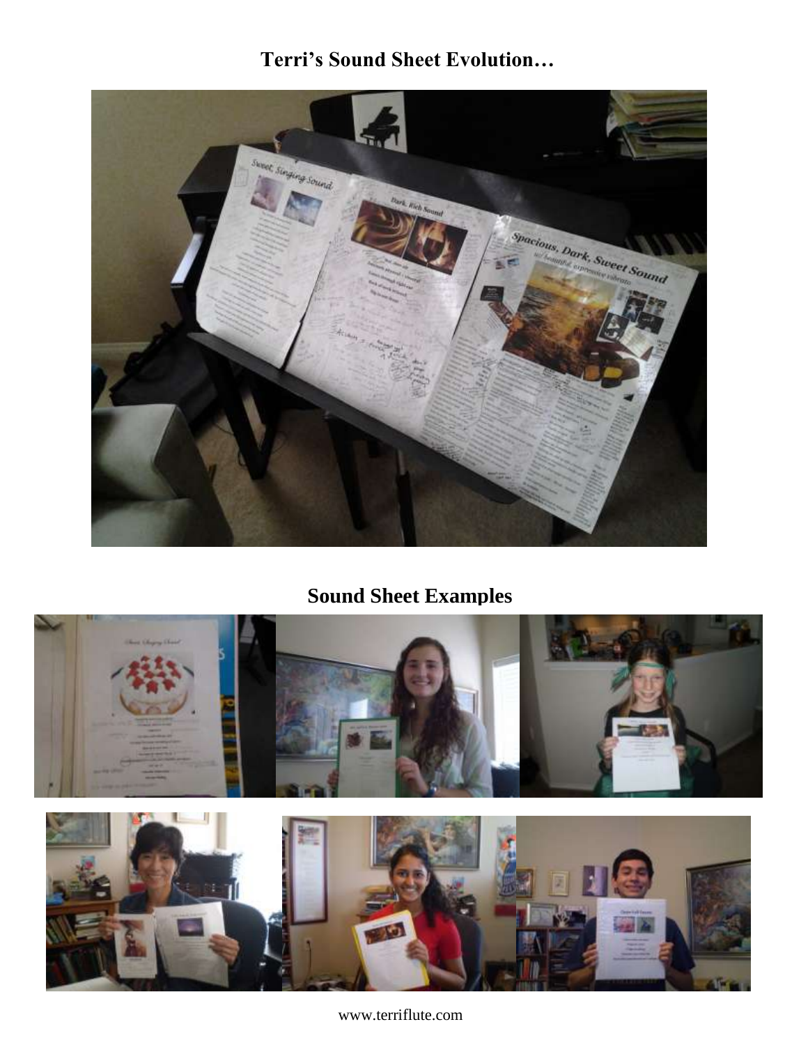# Terri's Sound Sheet Evolution…

## Sound Sheet Examples

www.terriflute.com